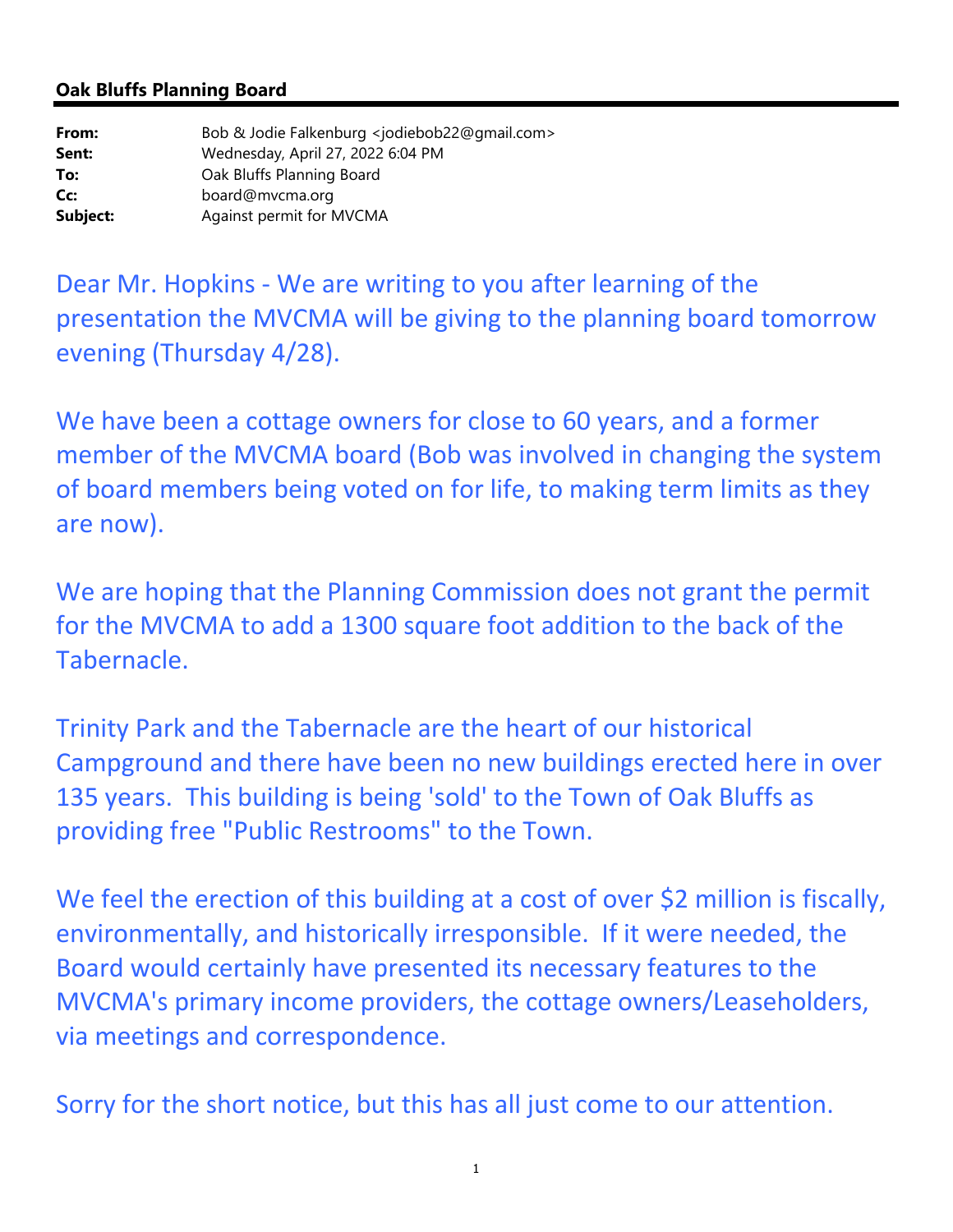**Oak Bluffs Planning Board**

---

| | |
|---|---|
| **From:** | Bob & Jodie Falkenburg <jodiebob22@gmail.com> |
| **Sent:** | Wednesday, April 27, 2022 6:04 PM |
| **To:** | Oak Bluffs Planning Board |
| **Cc:** | board@mvcma.org |
| **Subject:** | Against permit for MVCMA |

Dear Mr. Hopkins - We are writing to you after learning of the presentation the MVCMA will be giving to the planning board tomorrow evening (Thursday 4/28).

We have been a cottage owners for close to 60 years, and a former member of the MVCMA board (Bob was involved in changing the system of board members being voted on for life, to making term limits as they are now).

We are hoping that the Planning Commission does not grant the permit for the MVCMA to add a 1300 square foot addition to the back of the Tabernacle.

Trinity Park and the Tabernacle are the heart of our historical Campground and there have been no new buildings erected here in over 135 years. This building is being 'sold' to the Town of Oak Bluffs as providing free "Public Restrooms" to the Town.

We feel the erection of this building at a cost of over $2 million is fiscally, environmentally, and historically irresponsible. If it were needed, the Board would certainly have presented its necessary features to the MVCMA's primary income providers, the cottage owners/Leaseholders, via meetings and correspondence.

Sorry for the short notice, but this has all just come to our attention.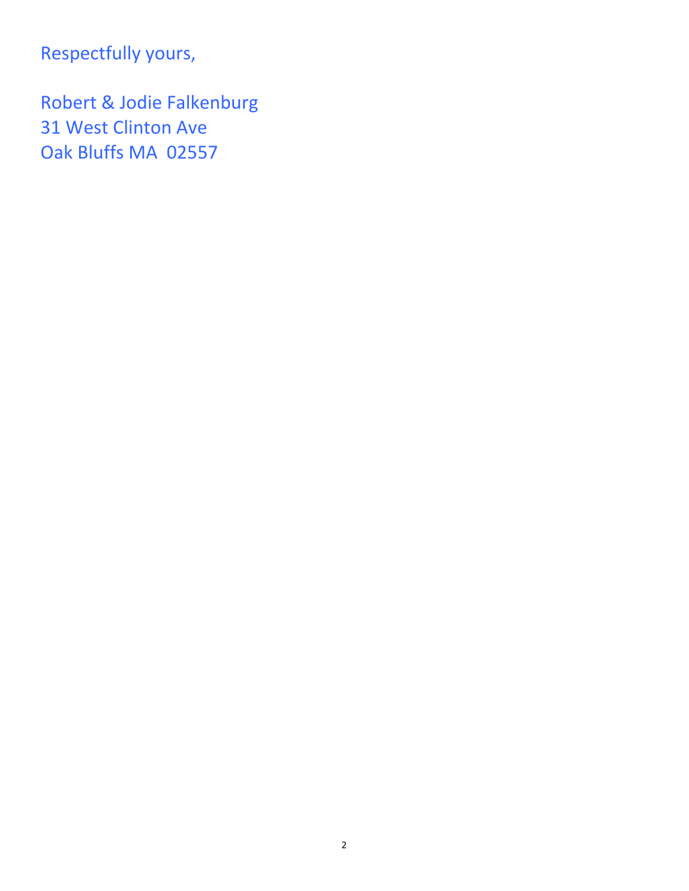Respectfully yours,

Robert & Jodie Falkenburg
31 West Clinton Ave
Oak Bluffs MA  02557